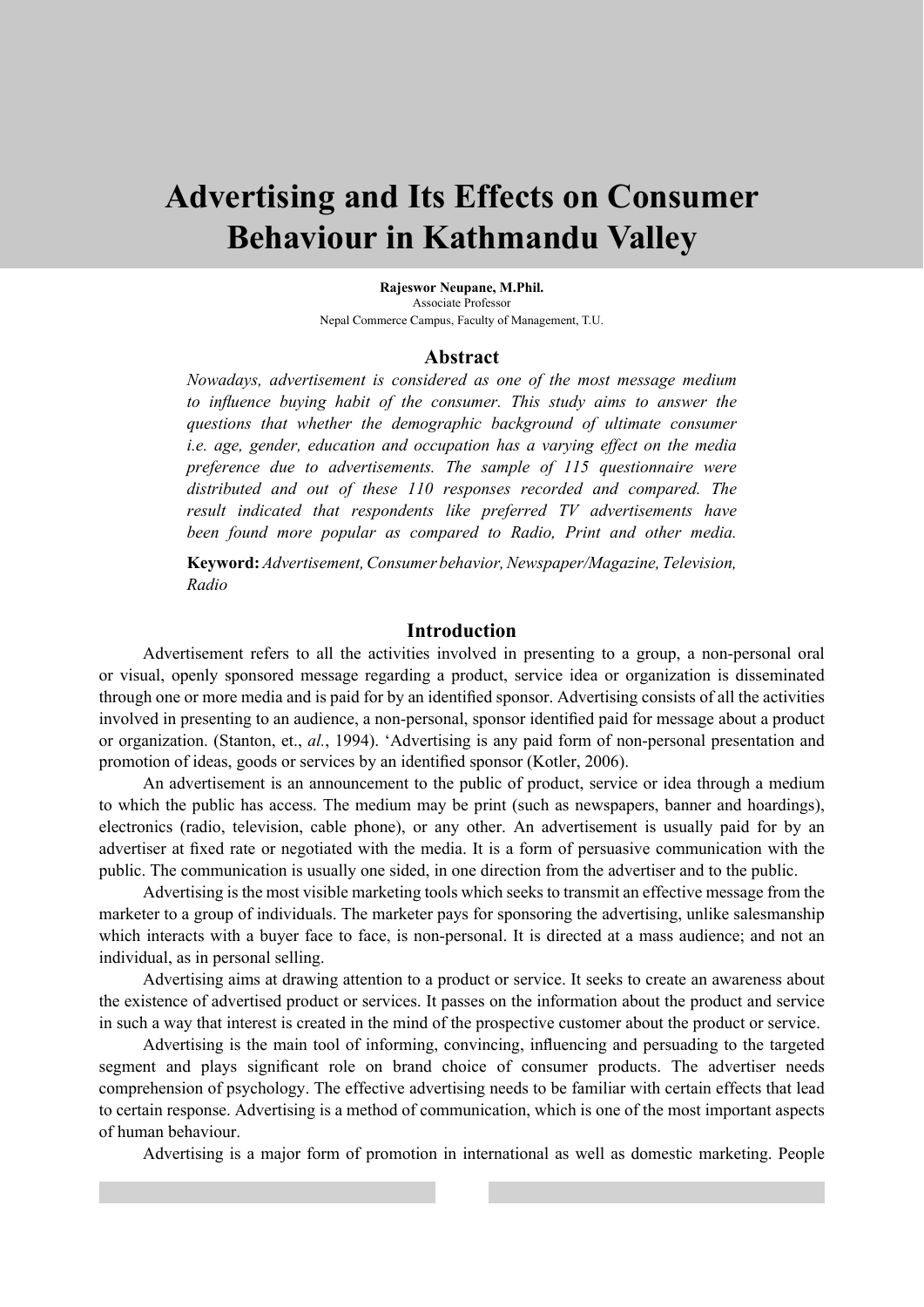# Advertising and Its Effects on Consumer Behaviour in Kathmandu Valley

**Rajeswor Neupane, M.Phil.**
Associate Professor
Nepal Commerce Campus, Faculty of Management, T.U.

## Abstract

*Nowadays, advertisement is considered as one of the most message medium to influence buying habit of the consumer. This study aims to answer the questions that whether the demographic background of ultimate consumer i.e. age, gender, education and occupation has a varying effect on the media preference due to advertisements. The sample of 115 questionnaire were distributed and out of these 110 responses recorded and compared. The result indicated that respondents like preferred TV advertisements have been found more popular as compared to Radio, Print and other media.*

**Keyword:** *Advertisement, Consumer behavior, Newspaper/Magazine, Television, Radio*

## Introduction

Advertisement refers to all the activities involved in presenting to a group, a non-personal oral or visual, openly sponsored message regarding a product, service idea or organization is disseminated through one or more media and is paid for by an identified sponsor. Advertising consists of all the activities involved in presenting to an audience, a non-personal, sponsor identified paid for message about a product or organization. (Stanton, et., *al.*, 1994). 'Advertising is any paid form of non-personal presentation and promotion of ideas, goods or services by an identified sponsor (Kotler, 2006).

An advertisement is an announcement to the public of product, service or idea through a medium to which the public has access. The medium may be print (such as newspapers, banner and hoardings), electronics (radio, television, cable phone), or any other. An advertisement is usually paid for by an advertiser at fixed rate or negotiated with the media. It is a form of persuasive communication with the public. The communication is usually one sided, in one direction from the advertiser and to the public.

Advertising is the most visible marketing tools which seeks to transmit an effective message from the marketer to a group of individuals. The marketer pays for sponsoring the advertising, unlike salesmanship which interacts with a buyer face to face, is non-personal. It is directed at a mass audience; and not an individual, as in personal selling.

Advertising aims at drawing attention to a product or service. It seeks to create an awareness about the existence of advertised product or services. It passes on the information about the product and service in such a way that interest is created in the mind of the prospective customer about the product or service.

Advertising is the main tool of informing, convincing, influencing and persuading to the targeted segment and plays significant role on brand choice of consumer products. The advertiser needs comprehension of psychology. The effective advertising needs to be familiar with certain effects that lead to certain response. Advertising is a method of communication, which is one of the most important aspects of human behaviour.

Advertising is a major form of promotion in international as well as domestic marketing. People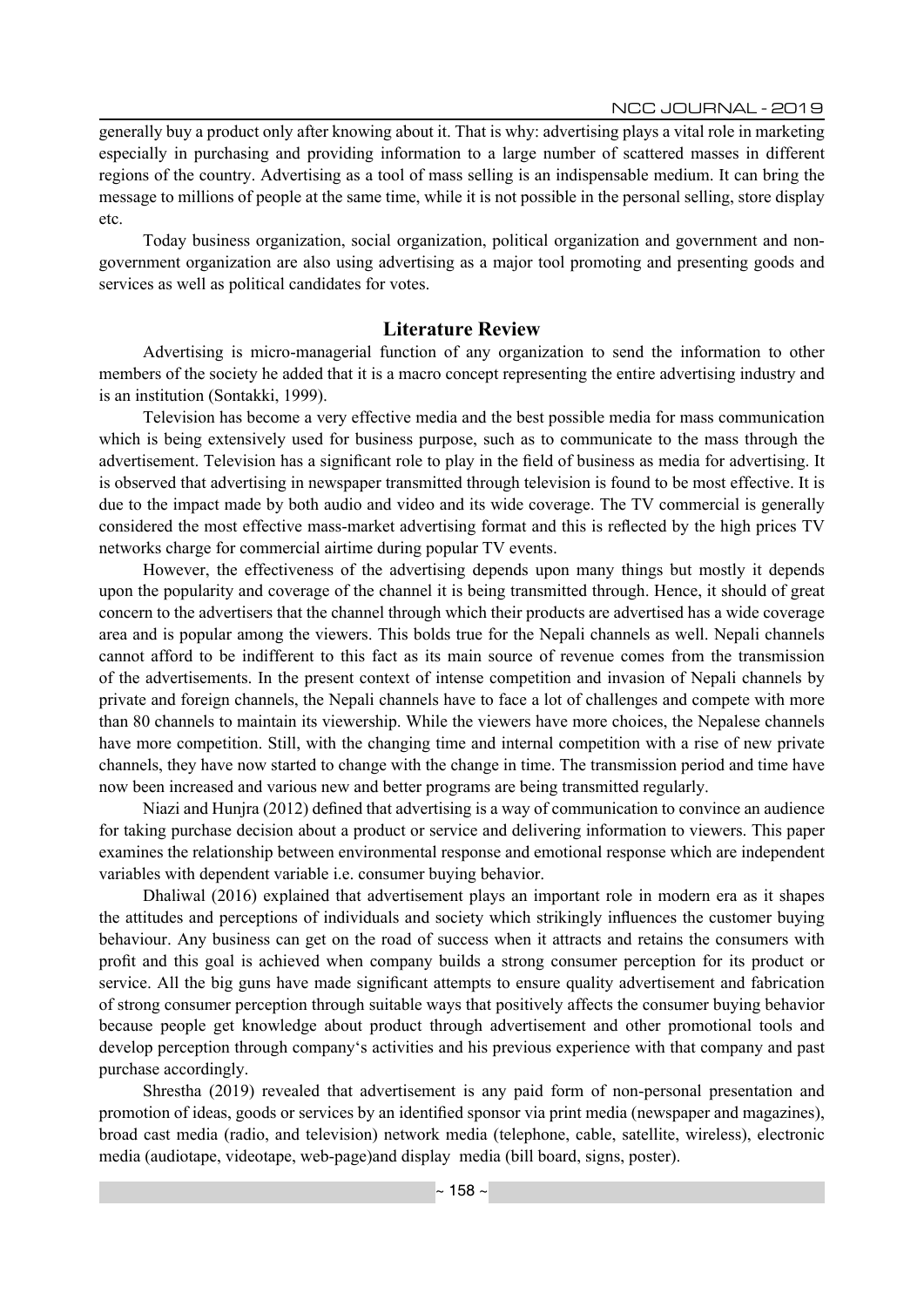generally buy a product only after knowing about it. That is why: advertising plays a vital role in marketing especially in purchasing and providing information to a large number of scattered masses in different regions of the country. Advertising as a tool of mass selling is an indispensable medium. It can bring the message to millions of people at the same time, while it is not possible in the personal selling, store display etc.

Today business organization, social organization, political organization and government and non-government organization are also using advertising as a major tool promoting and presenting goods and services as well as political candidates for votes.

## Literature Review

Advertising is micro-managerial function of any organization to send the information to other members of the society he added that it is a macro concept representing the entire advertising industry and is an institution (Sontakki, 1999).

Television has become a very effective media and the best possible media for mass communication which is being extensively used for business purpose, such as to communicate to the mass through the advertisement. Television has a significant role to play in the field of business as media for advertising. It is observed that advertising in newspaper transmitted through television is found to be most effective. It is due to the impact made by both audio and video and its wide coverage. The TV commercial is generally considered the most effective mass-market advertising format and this is reflected by the high prices TV networks charge for commercial airtime during popular TV events.

However, the effectiveness of the advertising depends upon many things but mostly it depends upon the popularity and coverage of the channel it is being transmitted through. Hence, it should of great concern to the advertisers that the channel through which their products are advertised has a wide coverage area and is popular among the viewers. This bolds true for the Nepali channels as well. Nepali channels cannot afford to be indifferent to this fact as its main source of revenue comes from the transmission of the advertisements. In the present context of intense competition and invasion of Nepali channels by private and foreign channels, the Nepali channels have to face a lot of challenges and compete with more than 80 channels to maintain its viewership. While the viewers have more choices, the Nepalese channels have more competition. Still, with the changing time and internal competition with a rise of new private channels, they have now started to change with the change in time. The transmission period and time have now been increased and various new and better programs are being transmitted regularly.

Niazi and Hunjra (2012) defined that advertising is a way of communication to convince an audience for taking purchase decision about a product or service and delivering information to viewers. This paper examines the relationship between environmental response and emotional response which are independent variables with dependent variable i.e. consumer buying behavior.

Dhaliwal (2016) explained that advertisement plays an important role in modern era as it shapes the attitudes and perceptions of individuals and society which strikingly influences the customer buying behaviour. Any business can get on the road of success when it attracts and retains the consumers with profit and this goal is achieved when company builds a strong consumer perception for its product or service. All the big guns have made significant attempts to ensure quality advertisement and fabrication of strong consumer perception through suitable ways that positively affects the consumer buying behavior because people get knowledge about product through advertisement and other promotional tools and develop perception through company's activities and his previous experience with that company and past purchase accordingly.

Shrestha (2019) revealed that advertisement is any paid form of non-personal presentation and promotion of ideas, goods or services by an identified sponsor via print media (newspaper and magazines), broad cast media (radio, and television) network media (telephone, cable, satellite, wireless), electronic media (audiotape, videotape, web-page)and display media (bill board, signs, poster).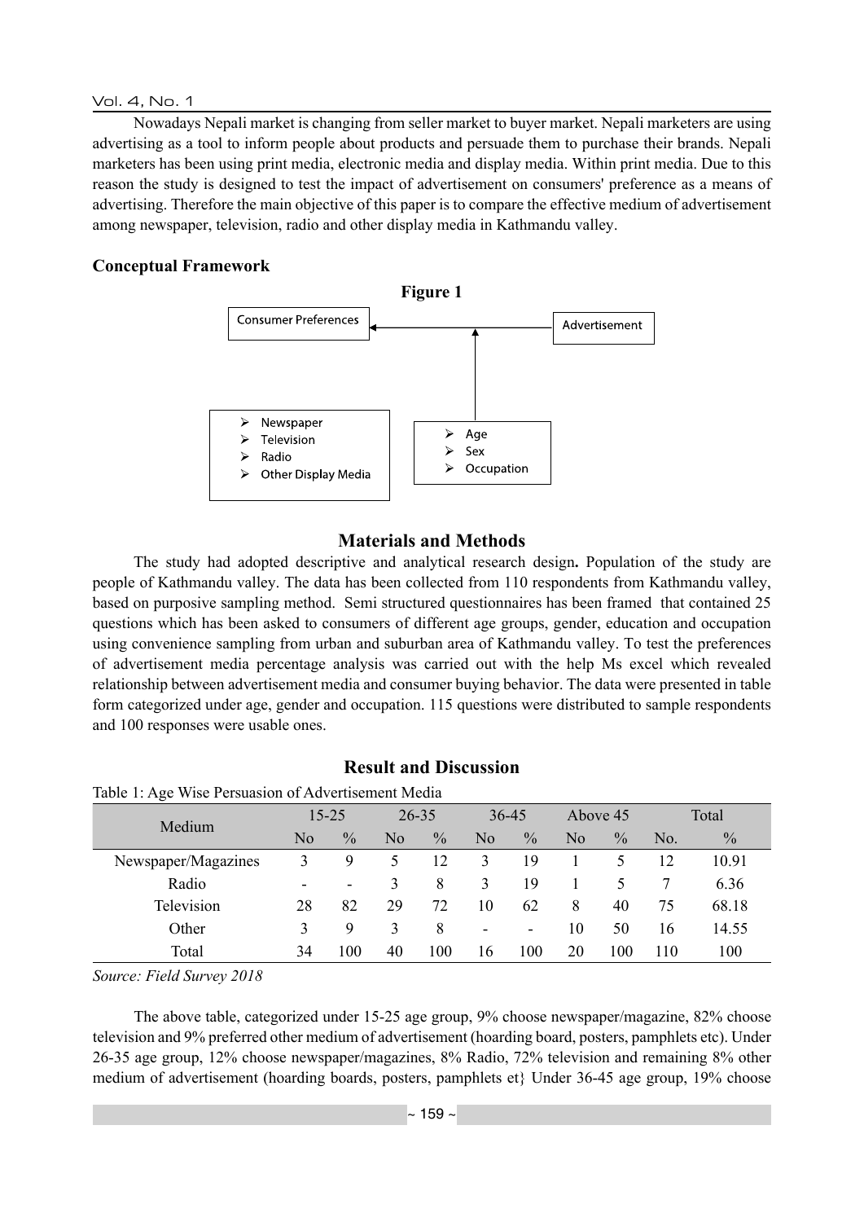Nowadays Nepali market is changing from seller market to buyer market. Nepali marketers are using advertising as a tool to inform people about products and persuade them to purchase their brands. Nepali marketers has been using print media, electronic media and display media. Within print media. Due to this reason the study is designed to test the impact of advertisement on consumers' preference as a means of advertising. Therefore the main objective of this paper is to compare the effective medium of advertisement among newspaper, television, radio and other display media in Kathmandu valley.

### Conceptual Framework

**Figure 1**

Consumer Preferences ← Advertisement

- Newspaper
- Television
- Radio
- Other Display Media

- Age
- Sex
- Occupation

## Materials and Methods

The study had adopted descriptive and analytical research design**.** Population of the study are people of Kathmandu valley. The data has been collected from 110 respondents from Kathmandu valley, based on purposive sampling method. Semi structured questionnaires has been framed that contained 25 questions which has been asked to consumers of different age groups, gender, education and occupation using convenience sampling from urban and suburban area of Kathmandu valley. To test the preferences of advertisement media percentage analysis was carried out with the help Ms excel which revealed relationship between advertisement media and consumer buying behavior. The data were presented in table form categorized under age, gender and occupation. 115 questions were distributed to sample respondents and 100 responses were usable ones.

## Result and Discussion

Table 1: Age Wise Persuasion of Advertisement Media

| Medium | 15-25 | | 26-35 | | 36-45 | | Above 45 | | Total | |
|---|---|---|---|---|---|---|---|---|---|---|
| | No | % | No | % | No | % | No | % | No. | % |
| Newspaper/Magazines | 3 | 9 | 5 | 12 | 3 | 19 | 1 | 5 | 12 | 10.91 |
| Radio | - | - | 3 | 8 | 3 | 19 | 1 | 5 | 7 | 6.36 |
| Television | 28 | 82 | 29 | 72 | 10 | 62 | 8 | 40 | 75 | 68.18 |
| Other | 3 | 9 | 3 | 8 | - | - | 10 | 50 | 16 | 14.55 |
| Total | 34 | 100 | 40 | 100 | 16 | 100 | 20 | 100 | 110 | 100 |

*Source: Field Survey 2018*

The above table, categorized under 15-25 age group, 9% choose newspaper/magazine, 82% choose television and 9% preferred other medium of advertisement (hoarding board, posters, pamphlets etc). Under 26-35 age group, 12% choose newspaper/magazines, 8% Radio, 72% television and remaining 8% other medium of advertisement (hoarding boards, posters, pamphlets et} Under 36-45 age group, 19% choose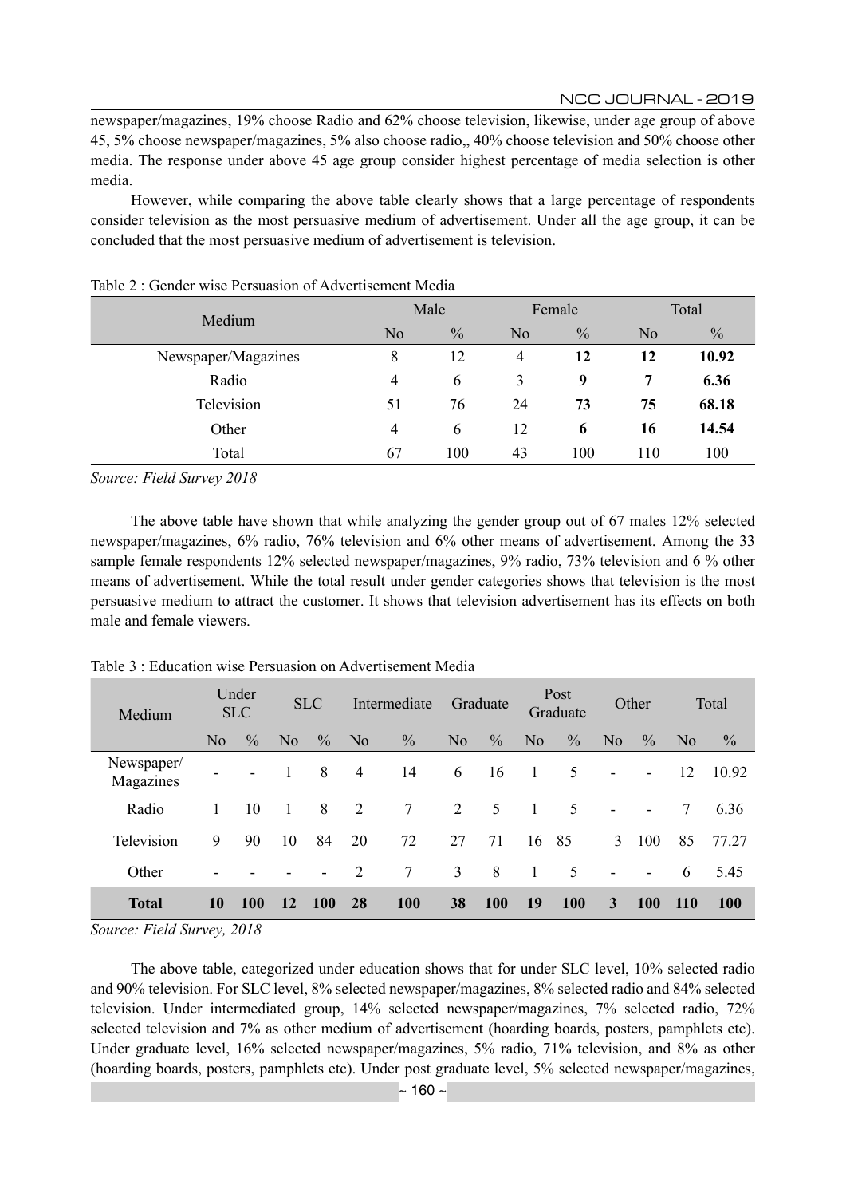newspaper/magazines, 19% choose Radio and 62% choose television, likewise, under age group of above 45, 5% choose newspaper/magazines, 5% also choose radio,, 40% choose television and 50% choose other media. The response under above 45 age group consider highest percentage of media selection is other media.

However, while comparing the above table clearly shows that a large percentage of respondents consider television as the most persuasive medium of advertisement. Under all the age group, it can be concluded that the most persuasive medium of advertisement is television.

Table 2 : Gender wise Persuasion of Advertisement Media

| Medium | Male | | Female | | Total | |
|---|---|---|---|---|---|---|
| | No | % | No | % | No | % |
| Newspaper/Magazines | 8 | 12 | 4 | **12** | **12** | **10.92** |
| Radio | 4 | 6 | 3 | **9** | **7** | **6.36** |
| Television | 51 | 76 | 24 | **73** | **75** | **68.18** |
| Other | 4 | 6 | 12 | **6** | **16** | **14.54** |
| Total | 67 | 100 | 43 | 100 | 110 | 100 |

*Source: Field Survey 2018*

The above table have shown that while analyzing the gender group out of 67 males 12% selected newspaper/magazines, 6% radio, 76% television and 6% other means of advertisement. Among the 33 sample female respondents 12% selected newspaper/magazines, 9% radio, 73% television and 6 % other means of advertisement. While the total result under gender categories shows that television is the most persuasive medium to attract the customer. It shows that television advertisement has its effects on both male and female viewers.

Table 3 : Education wise Persuasion on Advertisement Media

| Medium | Under SLC | | SLC | | Intermediate | | Graduate | | Post Graduate | | Other | | Total | |
|---|---|---|---|---|---|---|---|---|---|---|---|---|---|---|
| | No | % | No | % | No | % | No | % | No | % | No | % | No | % |
| Newspaper/ Magazines | - | - | 1 | 8 | 4 | 14 | 6 | 16 | 1 | 5 | - | - | 12 | 10.92 |
| Radio | 1 | 10 | 1 | 8 | 2 | 7 | 2 | 5 | 1 | 5 | - | - | 7 | 6.36 |
| Television | 9 | 90 | 10 | 84 | 20 | 72 | 27 | 71 | 16 | 85 | 3 | 100 | 85 | 77.27 |
| Other | - | - | - | - | 2 | 7 | 3 | 8 | 1 | 5 | - | - | 6 | 5.45 |
| **Total** | **10** | **100** | **12** | **100** | **28** | **100** | **38** | **100** | **19** | **100** | **3** | **100** | **110** | **100** |

*Source: Field Survey, 2018*

The above table, categorized under education shows that for under SLC level, 10% selected radio and 90% television. For SLC level, 8% selected newspaper/magazines, 8% selected radio and 84% selected television. Under intermediated group, 14% selected newspaper/magazines, 7% selected radio, 72% selected television and 7% as other medium of advertisement (hoarding boards, posters, pamphlets etc). Under graduate level, 16% selected newspaper/magazines, 5% radio, 71% television, and 8% as other (hoarding boards, posters, pamphlets etc). Under post graduate level, 5% selected newspaper/magazines,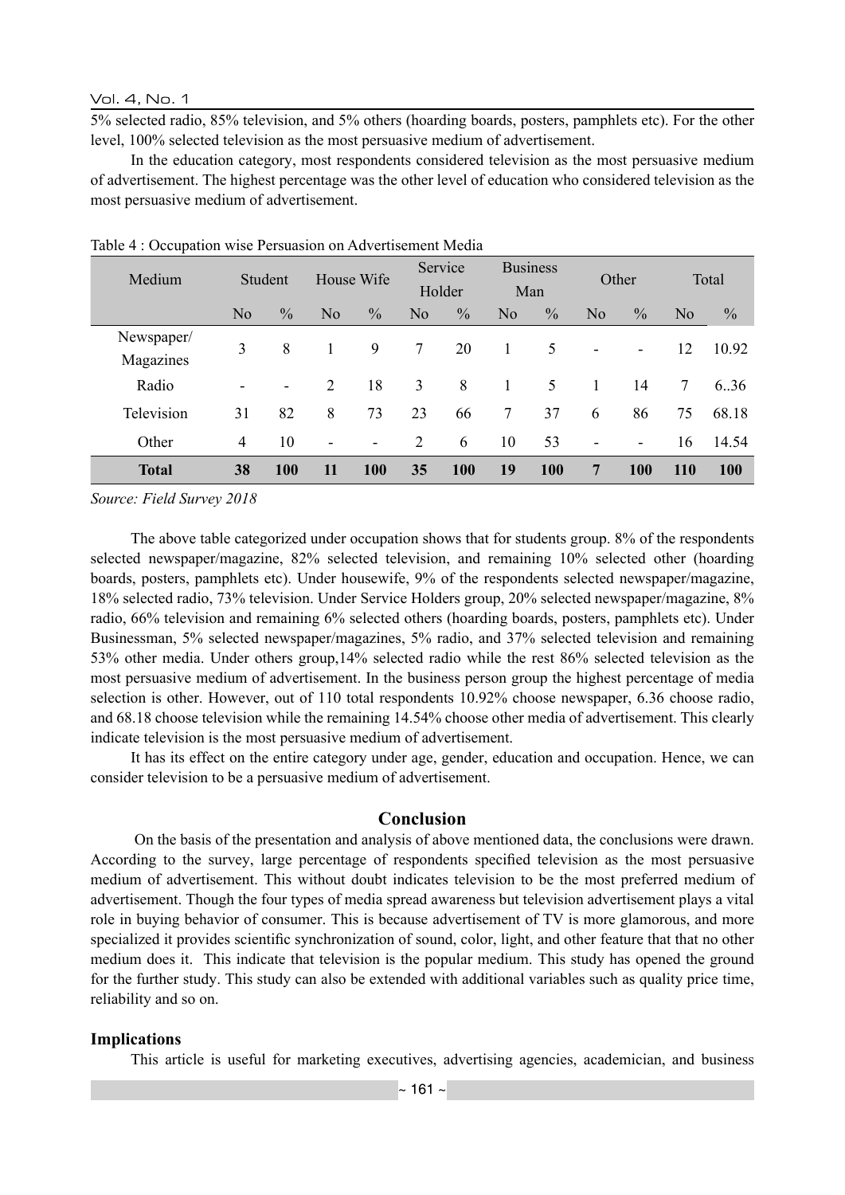5% selected radio, 85% television, and 5% others (hoarding boards, posters, pamphlets etc). For the other level, 100% selected television as the most persuasive medium of advertisement.

In the education category, most respondents considered television as the most persuasive medium of advertisement. The highest percentage was the other level of education who considered television as the most persuasive medium of advertisement.

Table 4 : Occupation wise Persuasion on Advertisement Media

| Medium | Student | | House Wife | | Service Holder | | Business Man | | Other | | Total | |
|---|---|---|---|---|---|---|---|---|---|---|---|---|
| | No | % | No | % | No | % | No | % | No | % | No | % |
| Newspaper/ Magazines | 3 | 8 | 1 | 9 | 7 | 20 | 1 | 5 | - | - | 12 | 10.92 |
| Radio | - | - | 2 | 18 | 3 | 8 | 1 | 5 | 1 | 14 | 7 | 6..36 |
| Television | 31 | 82 | 8 | 73 | 23 | 66 | 7 | 37 | 6 | 86 | 75 | 68.18 |
| Other | 4 | 10 | - | - | 2 | 6 | 10 | 53 | - | - | 16 | 14.54 |
| **Total** | **38** | **100** | **11** | **100** | **35** | **100** | **19** | **100** | **7** | **100** | **110** | **100** |

*Source: Field Survey 2018*

The above table categorized under occupation shows that for students group. 8% of the respondents selected newspaper/magazine, 82% selected television, and remaining 10% selected other (hoarding boards, posters, pamphlets etc). Under housewife, 9% of the respondents selected newspaper/magazine, 18% selected radio, 73% television. Under Service Holders group, 20% selected newspaper/magazine, 8% radio, 66% television and remaining 6% selected others (hoarding boards, posters, pamphlets etc). Under Businessman, 5% selected newspaper/magazines, 5% radio, and 37% selected television and remaining 53% other media. Under others group,14% selected radio while the rest 86% selected television as the most persuasive medium of advertisement. In the business person group the highest percentage of media selection is other. However, out of 110 total respondents 10.92% choose newspaper, 6.36 choose radio, and 68.18 choose television while the remaining 14.54% choose other media of advertisement. This clearly indicate television is the most persuasive medium of advertisement.

It has its effect on the entire category under age, gender, education and occupation. Hence, we can consider television to be a persuasive medium of advertisement.

## Conclusion

On the basis of the presentation and analysis of above mentioned data, the conclusions were drawn. According to the survey, large percentage of respondents specified television as the most persuasive medium of advertisement. This without doubt indicates television to be the most preferred medium of advertisement. Though the four types of media spread awareness but television advertisement plays a vital role in buying behavior of consumer. This is because advertisement of TV is more glamorous, and more specialized it provides scientific synchronization of sound, color, light, and other feature that that no other medium does it. This indicate that television is the popular medium. This study has opened the ground for the further study. This study can also be extended with additional variables such as quality price time, reliability and so on.

### Implications

This article is useful for marketing executives, advertising agencies, academician, and business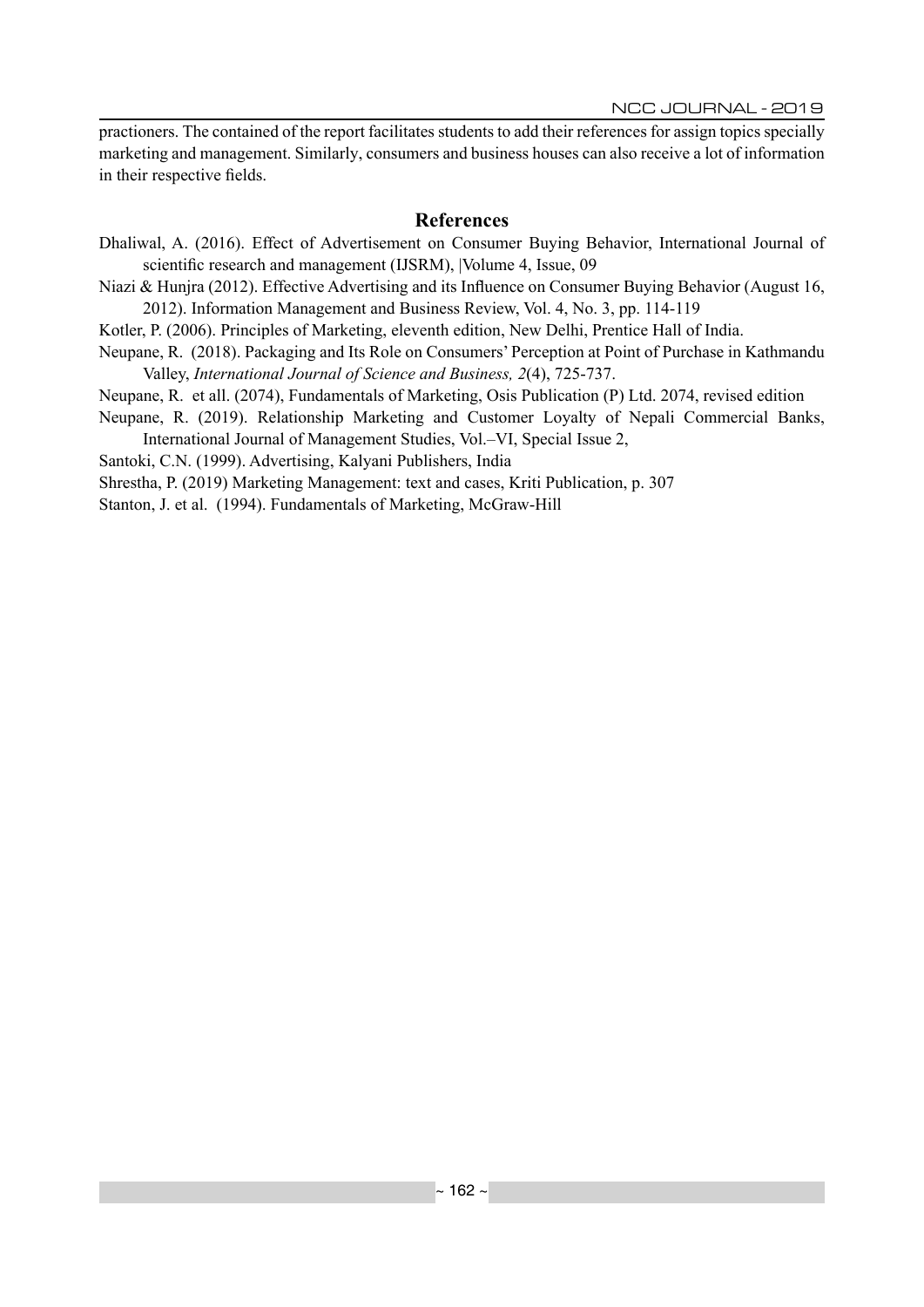practioners. The contained of the report facilitates students to add their references for assign topics specially marketing and management. Similarly, consumers and business houses can also receive a lot of information in their respective fields.

## References

Dhaliwal, A. (2016). Effect of Advertisement on Consumer Buying Behavior, International Journal of scientific research and management (IJSRM), |Volume 4, Issue, 09

Niazi & Hunjra (2012). Effective Advertising and its Influence on Consumer Buying Behavior (August 16, 2012). Information Management and Business Review, Vol. 4, No. 3, pp. 114-119

Kotler, P. (2006). Principles of Marketing, eleventh edition, New Delhi, Prentice Hall of India.

Neupane, R. (2018). Packaging and Its Role on Consumers' Perception at Point of Purchase in Kathmandu Valley, *International Journal of Science and Business, 2*(4), 725-737.

Neupane, R. et all. (2074), Fundamentals of Marketing, Osis Publication (P) Ltd. 2074, revised edition

Neupane, R. (2019). Relationship Marketing and Customer Loyalty of Nepali Commercial Banks, International Journal of Management Studies, Vol.–VI, Special Issue 2,

Santoki, C.N. (1999). Advertising, Kalyani Publishers, India

Shrestha, P. (2019) Marketing Management: text and cases, Kriti Publication, p. 307

Stanton, J. et al. (1994). Fundamentals of Marketing, McGraw-Hill